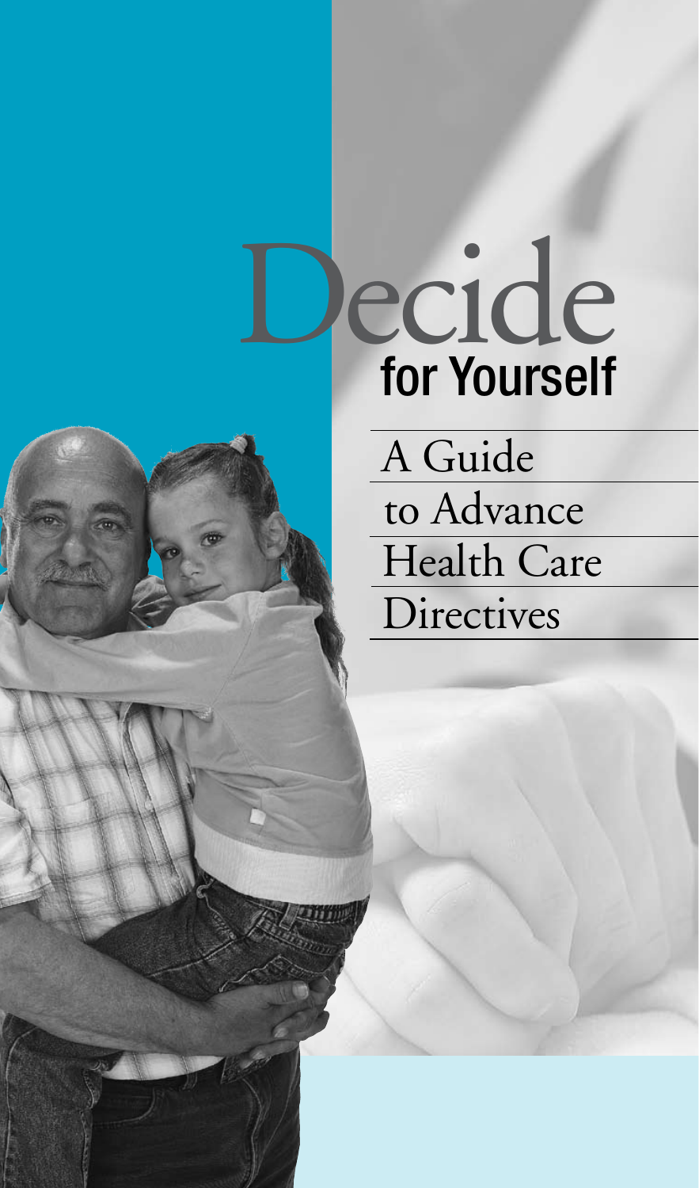# Decide for Yourself

## A Guide to Advance Health Care Directives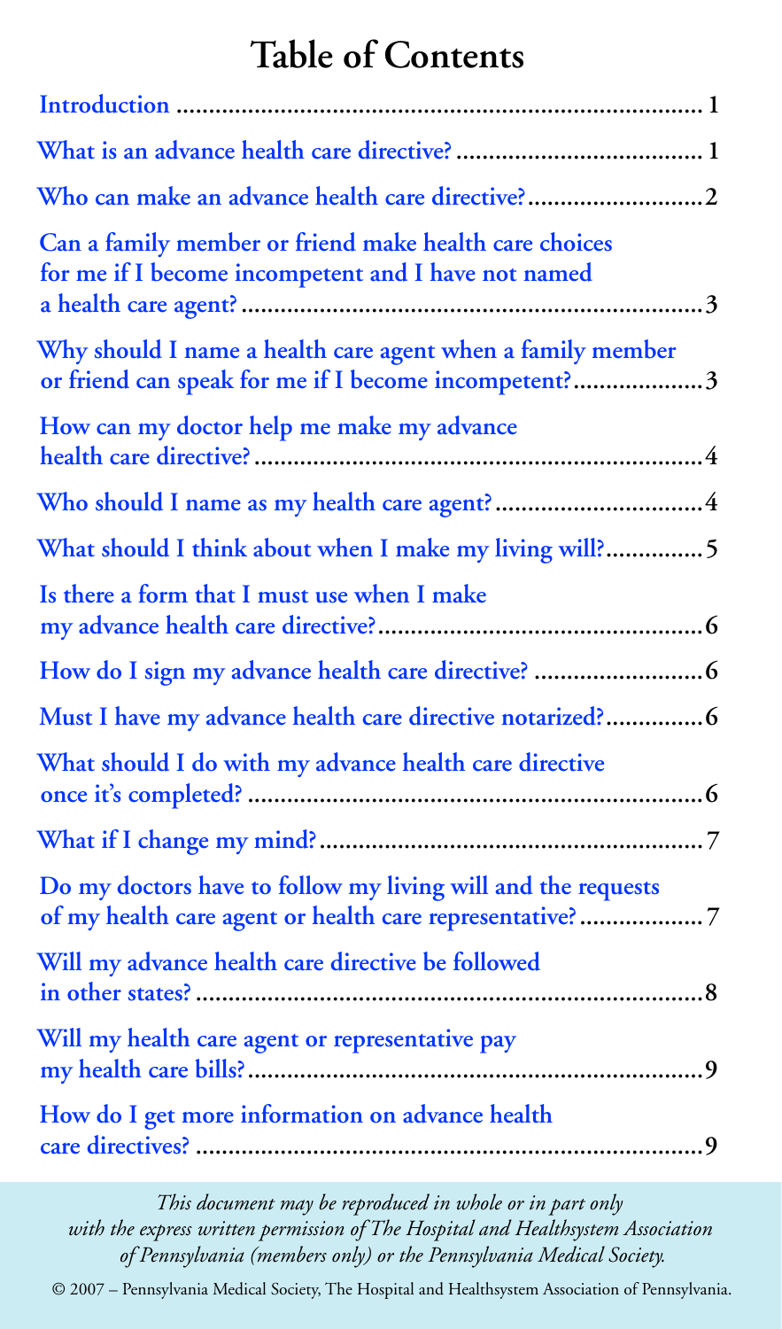# Table of Contents

| | |
|---|---|
| Introduction | 1 |
| What is an advance health care directive? | 1 |
| Who can make an advance health care directive? | 2 |
| Can a family member or friend make health care choices for me if I become incompetent and I have not named a health care agent? | 3 |
| Why should I name a health care agent when a family member or friend can speak for me if I become incompetent? | 3 |
| How can my doctor help me make my advance health care directive? | 4 |
| Who should I name as my health care agent? | 4 |
| What should I think about when I make my living will? | 5 |
| Is there a form that I must use when I make my advance health care directive? | 6 |
| How do I sign my advance health care directive? | 6 |
| Must I have my advance health care directive notarized? | 6 |
| What should I do with my advance health care directive once it's completed? | 6 |
| What if I change my mind? | 7 |
| Do my doctors have to follow my living will and the requests of my health care agent or health care representative? | 7 |
| Will my advance health care directive be followed in other states? | 8 |
| Will my health care agent or representative pay my health care bills? | 9 |
| How do I get more information on advance health care directives? | 9 |

*This document may be reproduced in whole or in part only with the express written permission of The Hospital and Healthsystem Association of Pennsylvania (members only) or the Pennsylvania Medical Society.*

© 2007 – Pennsylvania Medical Society, The Hospital and Healthsystem Association of Pennsylvania.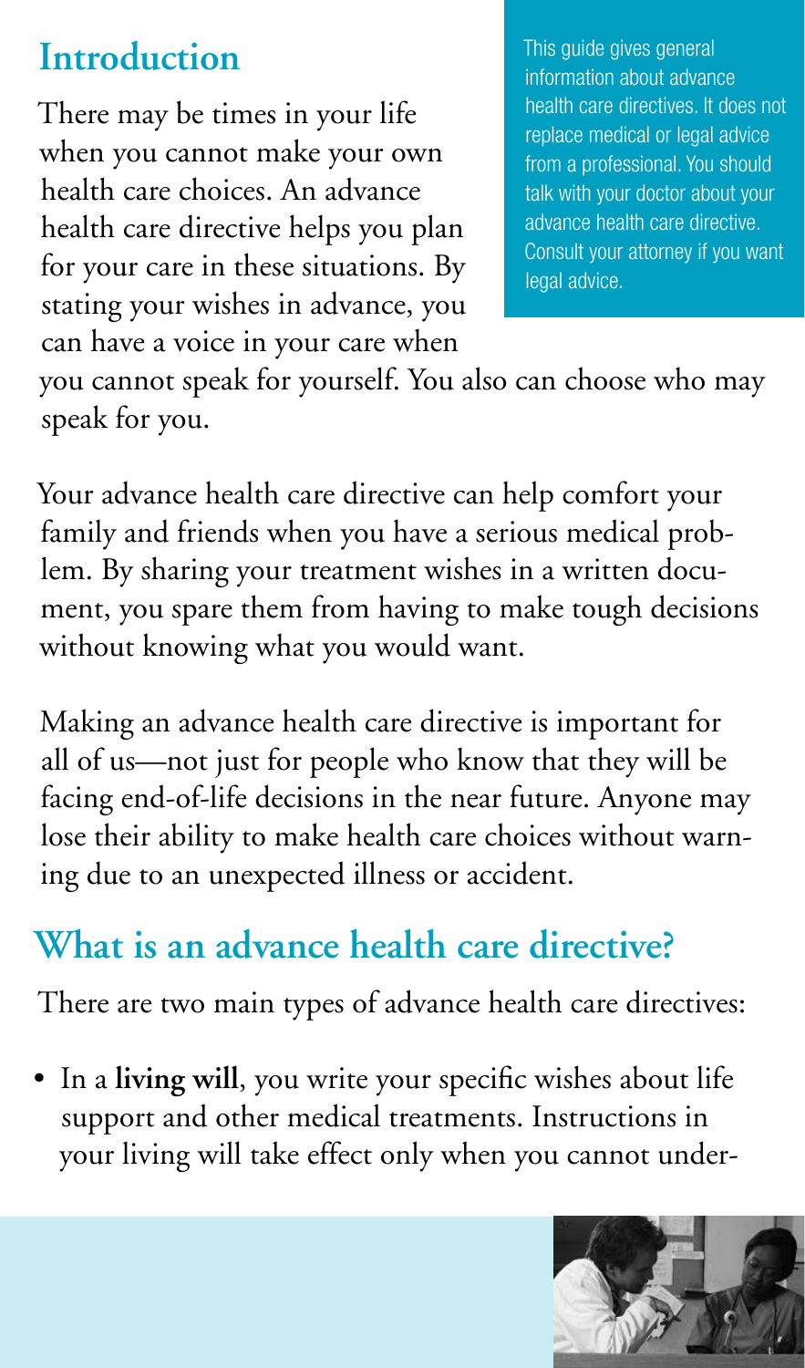## Introduction

> This guide gives general information about advance health care directives. It does not replace medical or legal advice from a professional. You should talk with your doctor about your advance health care directive. Consult your attorney if you want legal advice.

There may be times in your life when you cannot make your own health care choices. An advance health care directive helps you plan for your care in these situations. By stating your wishes in advance, you can have a voice in your care when you cannot speak for yourself. You also can choose who may speak for you.

Your advance health care directive can help comfort your family and friends when you have a serious medical problem. By sharing your treatment wishes in a written document, you spare them from having to make tough decisions without knowing what you would want.

Making an advance health care directive is important for all of us—not just for people who know that they will be facing end-of-life decisions in the near future. Anyone may lose their ability to make health care choices without warning due to an unexpected illness or accident.

## What is an advance health care directive?

There are two main types of advance health care directives:

- In a **living will**, you write your specific wishes about life support and other medical treatments. Instructions in your living will take effect only when you cannot under-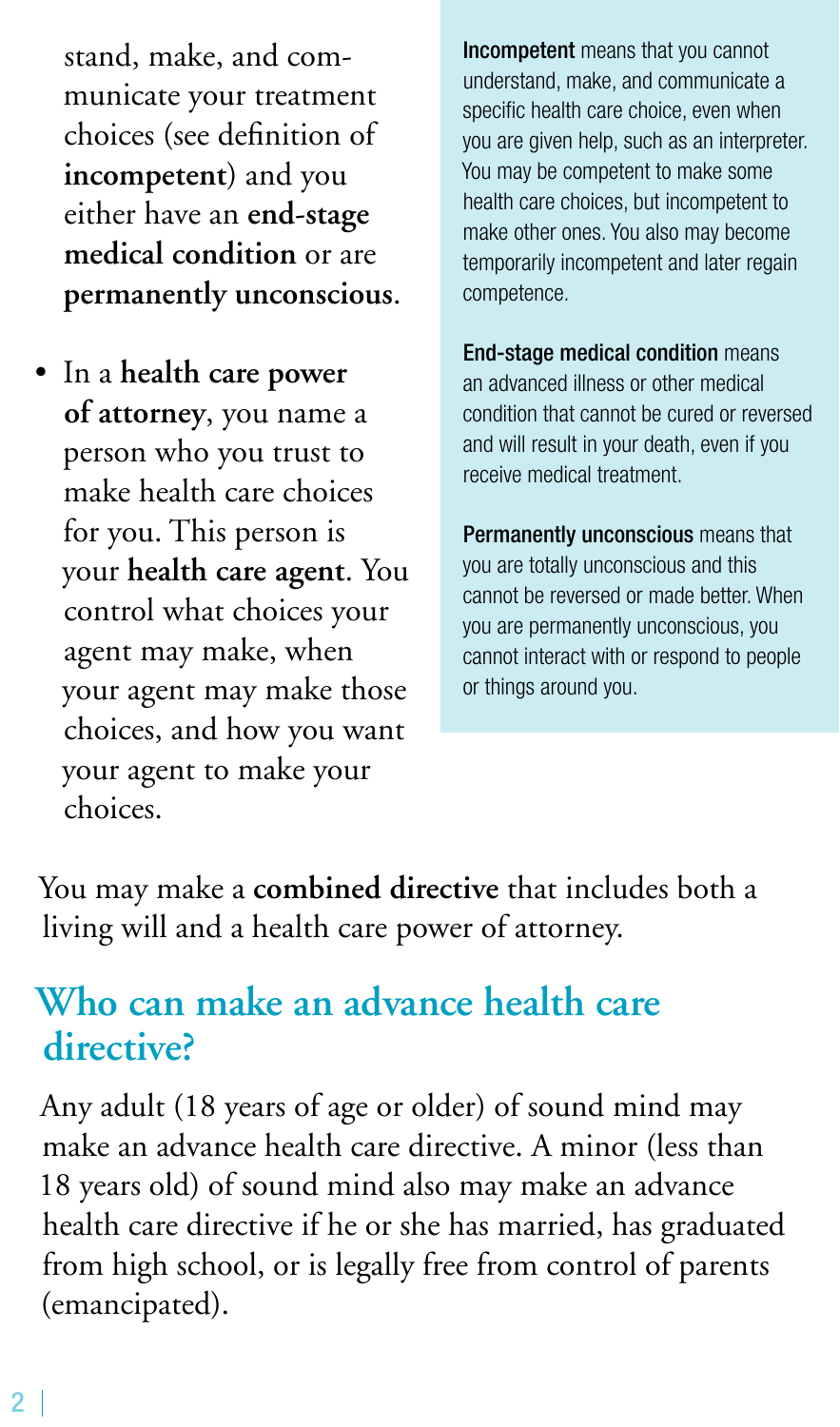stand, make, and communicate your treatment choices (see definition of **incompetent**) and you either have an **end-stage medical condition** or are **permanently unconscious**.

- In a **health care power of attorney**, you name a person who you trust to make health care choices for you. This person is your **health care agent**. You control what choices your agent may make, when your agent may make those choices, and how you want your agent to make your choices.

**Incompetent** means that you cannot understand, make, and communicate a specific health care choice, even when you are given help, such as an interpreter. You may be competent to make some health care choices, but incompetent to make other ones. You also may become temporarily incompetent and later regain competence.

**End-stage medical condition** means an advanced illness or other medical condition that cannot be cured or reversed and will result in your death, even if you receive medical treatment.

**Permanently unconscious** means that you are totally unconscious and this cannot be reversed or made better. When you are permanently unconscious, you cannot interact with or respond to people or things around you.

You may make a **combined directive** that includes both a living will and a health care power of attorney.

## Who can make an advance health care directive?

Any adult (18 years of age or older) of sound mind may make an advance health care directive. A minor (less than 18 years old) of sound mind also may make an advance health care directive if he or she has married, has graduated from high school, or is legally free from control of parents (emancipated).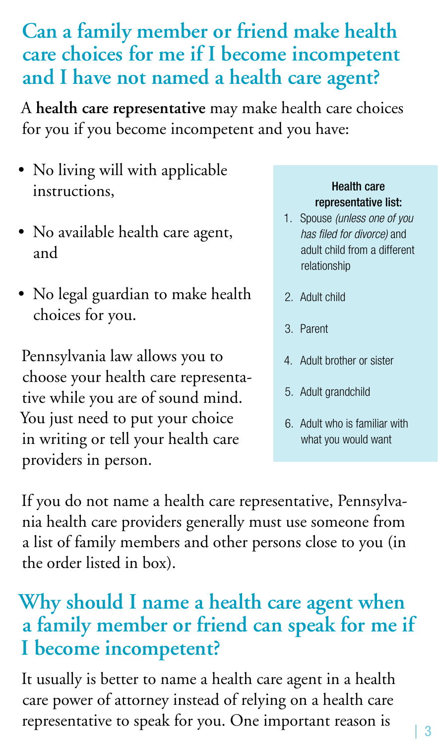## Can a family member or friend make health care choices for me if I become incompetent and I have not named a health care agent?

A **health care representative** may make health care choices for you if you become incompetent and you have:

- No living will with applicable instructions,
- No available health care agent, and
- No legal guardian to make health choices for you.

Pennsylvania law allows you to choose your health care representative while you are of sound mind. You just need to put your choice in writing or tell your health care providers in person.

**Health care representative list:**

1. Spouse *(unless one of you has filed for divorce)* and adult child from a different relationship
2. Adult child
3. Parent
4. Adult brother or sister
5. Adult grandchild
6. Adult who is familiar with what you would want

If you do not name a health care representative, Pennsylvania health care providers generally must use someone from a list of family members and other persons close to you (in the order listed in box).

## Why should I name a health care agent when a family member or friend can speak for me if I become incompetent?

It usually is better to name a health care agent in a health care power of attorney instead of relying on a health care representative to speak for you. One important reason is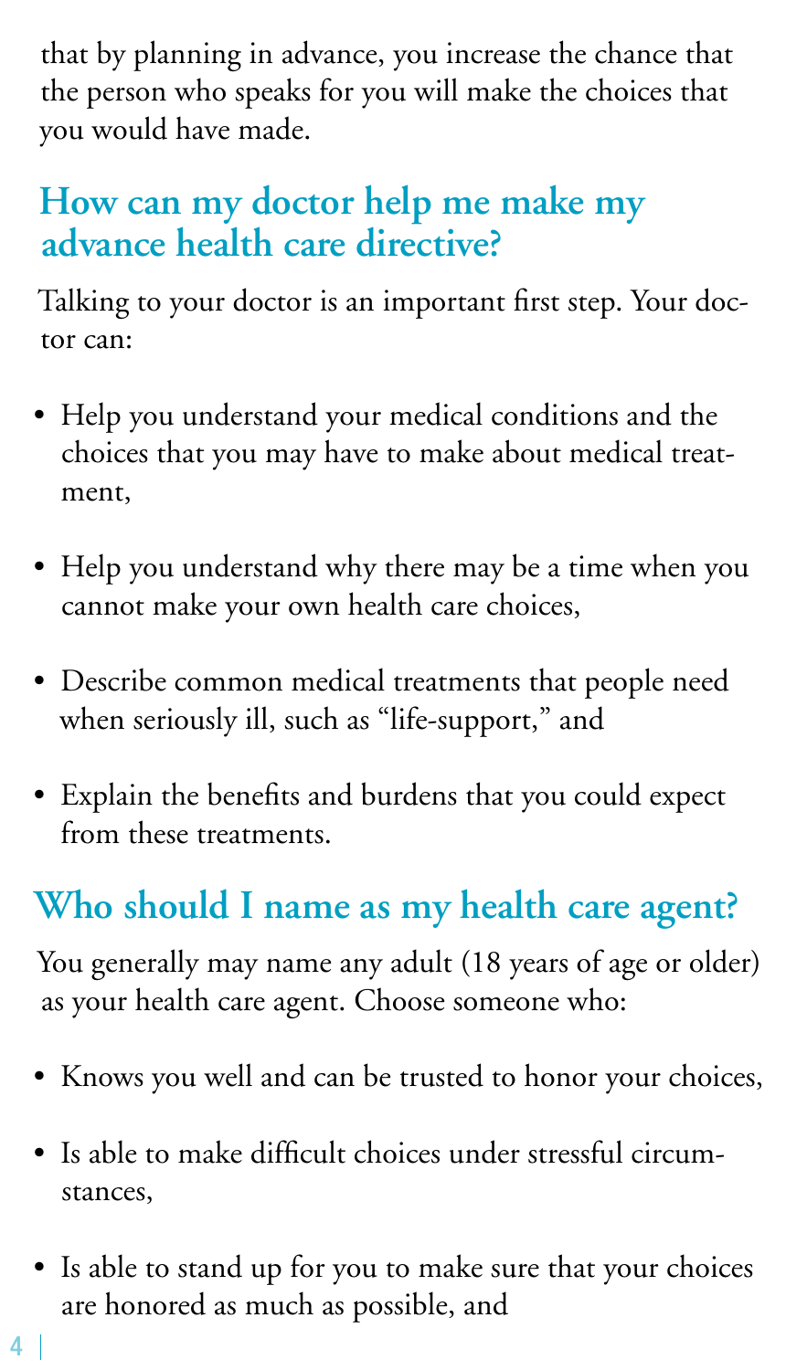that by planning in advance, you increase the chance that the person who speaks for you will make the choices that you would have made.

## How can my doctor help me make my advance health care directive?

Talking to your doctor is an important first step. Your doctor can:

- Help you understand your medical conditions and the choices that you may have to make about medical treatment,
- Help you understand why there may be a time when you cannot make your own health care choices,
- Describe common medical treatments that people need when seriously ill, such as "life-support," and
- Explain the benefits and burdens that you could expect from these treatments.

## Who should I name as my health care agent?

You generally may name any adult (18 years of age or older) as your health care agent. Choose someone who:

- Knows you well and can be trusted to honor your choices,
- Is able to make difficult choices under stressful circumstances,
- Is able to stand up for you to make sure that your choices are honored as much as possible, and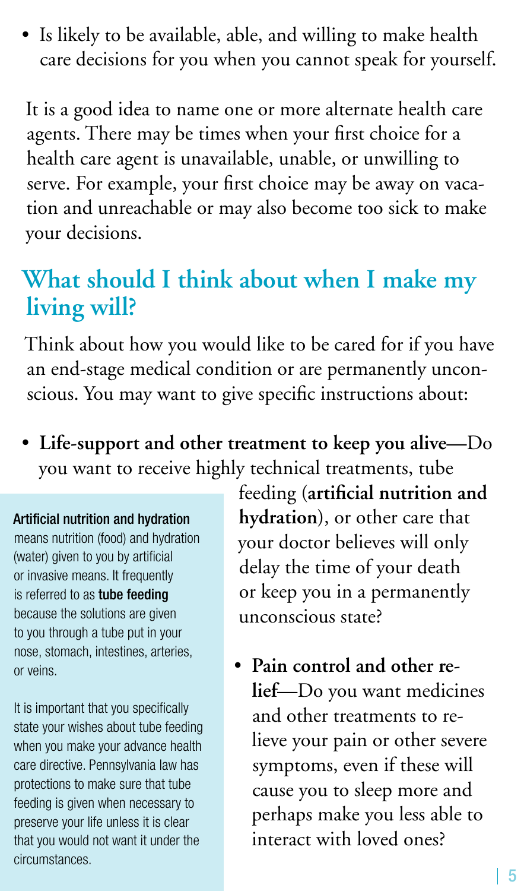- Is likely to be available, able, and willing to make health care decisions for you when you cannot speak for yourself.

It is a good idea to name one or more alternate health care agents. There may be times when your first choice for a health care agent is unavailable, unable, or unwilling to serve. For example, your first choice may be away on vacation and unreachable or may also become too sick to make your decisions.

## What should I think about when I make my living will?

Think about how you would like to be cared for if you have an end-stage medical condition or are permanently unconscious. You may want to give specific instructions about:

- **Life-support and other treatment to keep you alive**—Do you want to receive highly technical treatments, tube feeding (**artificial nutrition and hydration**), or other care that your doctor believes will only delay the time of your death or keep you in a permanently unconscious state?

- **Pain control and other relief**—Do you want medicines and other treatments to relieve your pain or other severe symptoms, even if these will cause you to sleep more and perhaps make you less able to interact with loved ones?

**Artificial nutrition and hydration** means nutrition (food) and hydration (water) given to you by artificial or invasive means. It frequently is referred to as **tube feeding** because the solutions are given to you through a tube put in your nose, stomach, intestines, arteries, or veins.

It is important that you specifically state your wishes about tube feeding when you make your advance health care directive. Pennsylvania law has protections to make sure that tube feeding is given when necessary to preserve your life unless it is clear that you would not want it under the circumstances.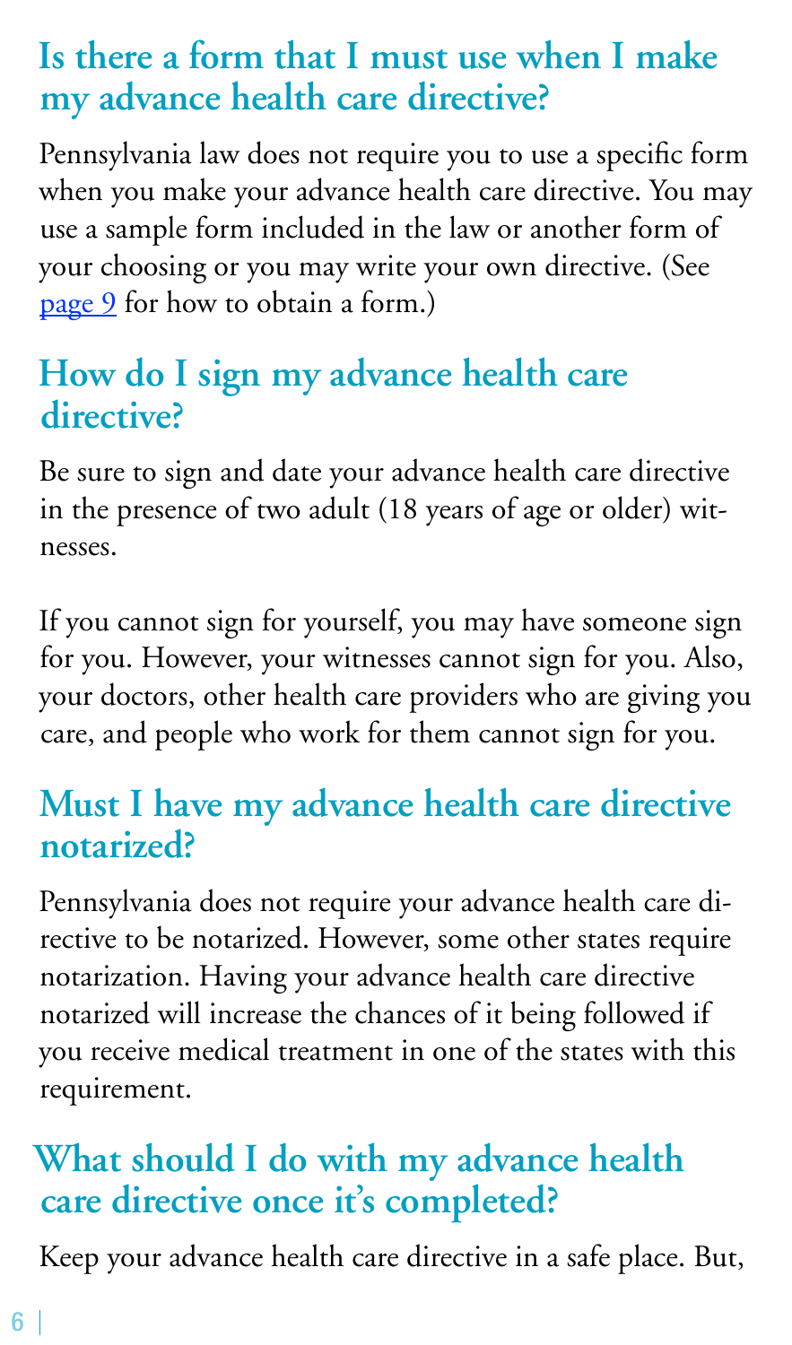## Is there a form that I must use when I make my advance health care directive?

Pennsylvania law does not require you to use a specific form when you make your advance health care directive. You may use a sample form included in the law or another form of your choosing or you may write your own directive. (See page 9 for how to obtain a form.)

## How do I sign my advance health care directive?

Be sure to sign and date your advance health care directive in the presence of two adult (18 years of age or older) witnesses.

If you cannot sign for yourself, you may have someone sign for you. However, your witnesses cannot sign for you. Also, your doctors, other health care providers who are giving you care, and people who work for them cannot sign for you.

## Must I have my advance health care directive notarized?

Pennsylvania does not require your advance health care directive to be notarized. However, some other states require notarization. Having your advance health care directive notarized will increase the chances of it being followed if you receive medical treatment in one of the states with this requirement.

## What should I do with my advance health care directive once it's completed?

Keep your advance health care directive in a safe place. But,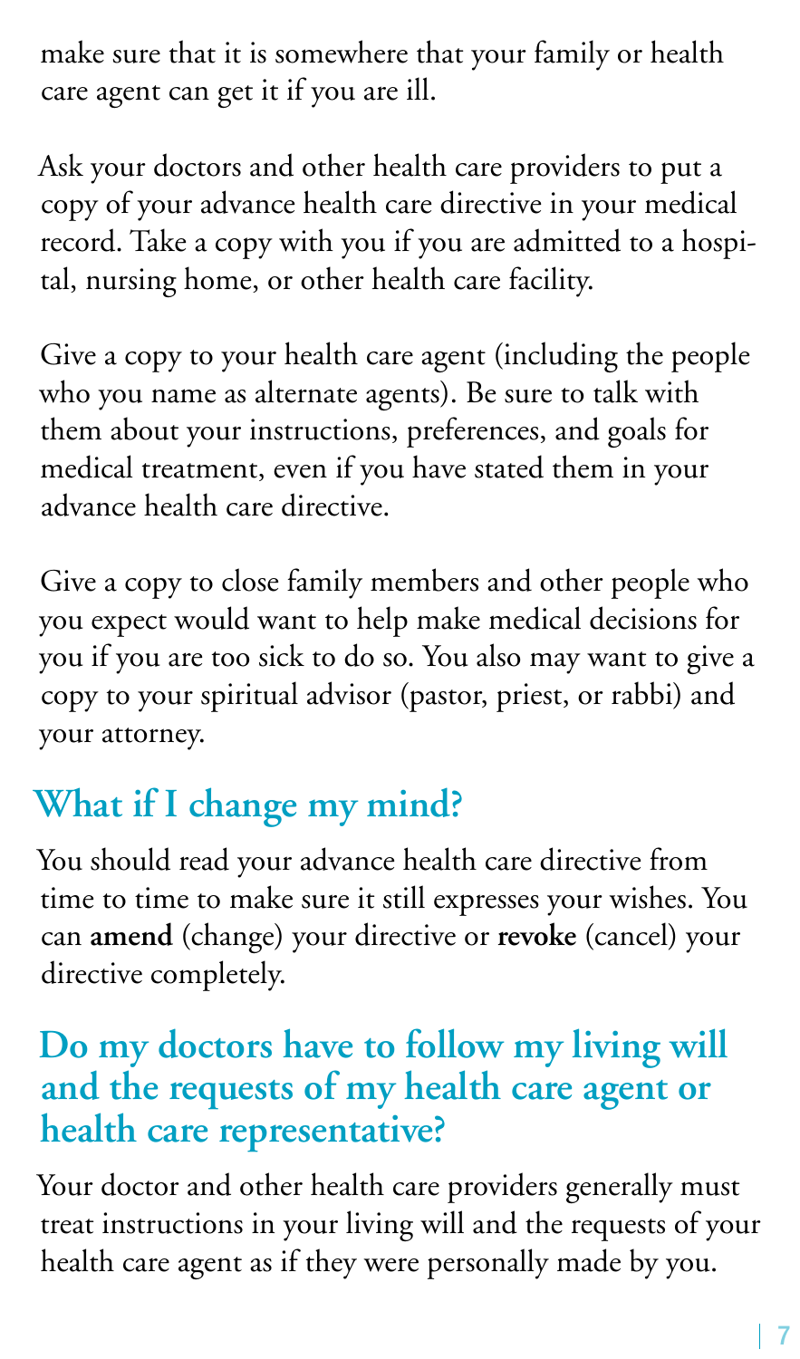make sure that it is somewhere that your family or health care agent can get it if you are ill.

Ask your doctors and other health care providers to put a copy of your advance health care directive in your medical record. Take a copy with you if you are admitted to a hospital, nursing home, or other health care facility.

Give a copy to your health care agent (including the people who you name as alternate agents). Be sure to talk with them about your instructions, preferences, and goals for medical treatment, even if you have stated them in your advance health care directive.

Give a copy to close family members and other people who you expect would want to help make medical decisions for you if you are too sick to do so. You also may want to give a copy to your spiritual advisor (pastor, priest, or rabbi) and your attorney.

## What if I change my mind?

You should read your advance health care directive from time to time to make sure it still expresses your wishes. You can **amend** (change) your directive or **revoke** (cancel) your directive completely.

## Do my doctors have to follow my living will and the requests of my health care agent or health care representative?

Your doctor and other health care providers generally must treat instructions in your living will and the requests of your health care agent as if they were personally made by you.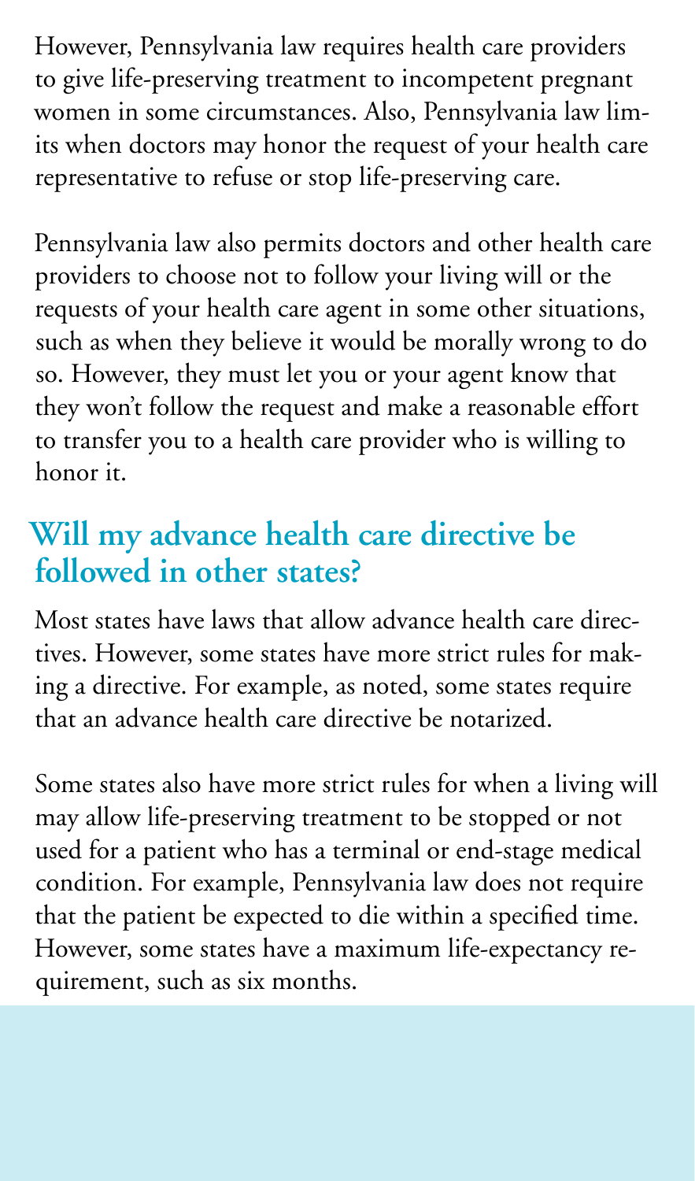However, Pennsylvania law requires health care providers to give life-preserving treatment to incompetent pregnant women in some circumstances. Also, Pennsylvania law limits when doctors may honor the request of your health care representative to refuse or stop life-preserving care.

Pennsylvania law also permits doctors and other health care providers to choose not to follow your living will or the requests of your health care agent in some other situations, such as when they believe it would be morally wrong to do so. However, they must let you or your agent know that they won't follow the request and make a reasonable effort to transfer you to a health care provider who is willing to honor it.

## Will my advance health care directive be followed in other states?

Most states have laws that allow advance health care directives. However, some states have more strict rules for making a directive. For example, as noted, some states require that an advance health care directive be notarized.

Some states also have more strict rules for when a living will may allow life-preserving treatment to be stopped or not used for a patient who has a terminal or end-stage medical condition. For example, Pennsylvania law does not require that the patient be expected to die within a specified time. However, some states have a maximum life-expectancy requirement, such as six months.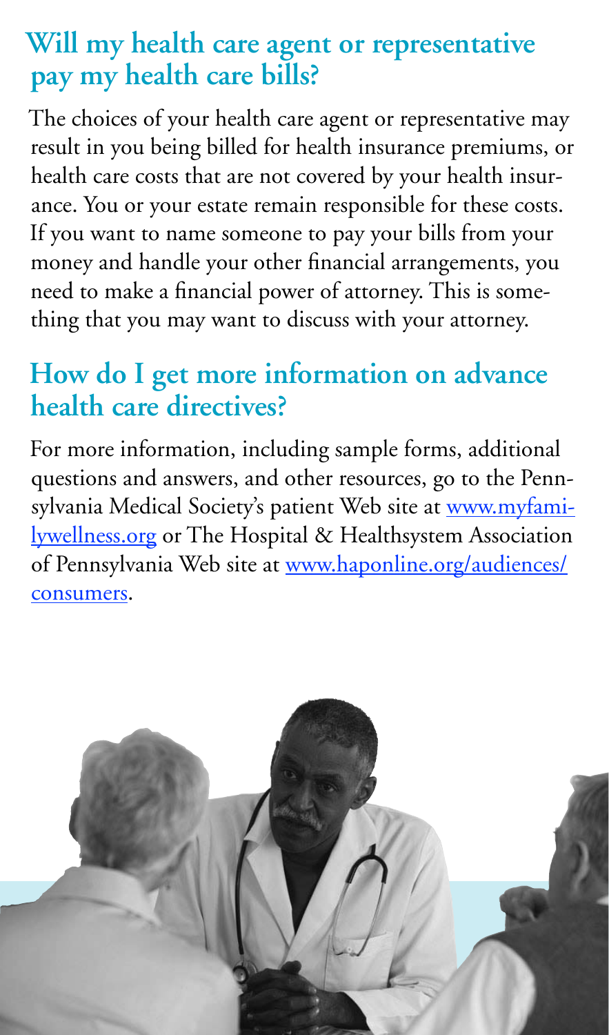## Will my health care agent or representative pay my health care bills?

The choices of your health care agent or representative may result in you being billed for health insurance premiums, or health care costs that are not covered by your health insurance. You or your estate remain responsible for these costs. If you want to name someone to pay your bills from your money and handle your other financial arrangements, you need to make a financial power of attorney. This is something that you may want to discuss with your attorney.

## How do I get more information on advance health care directives?

For more information, including sample forms, additional questions and answers, and other resources, go to the Pennsylvania Medical Society's patient Web site at [www.myfamilywellness.org](http://www.myfamilywellness.org) or The Hospital & Healthsystem Association of Pennsylvania Web site at [www.haponline.org/audiences/consumers](http://www.haponline.org/audiences/consumers).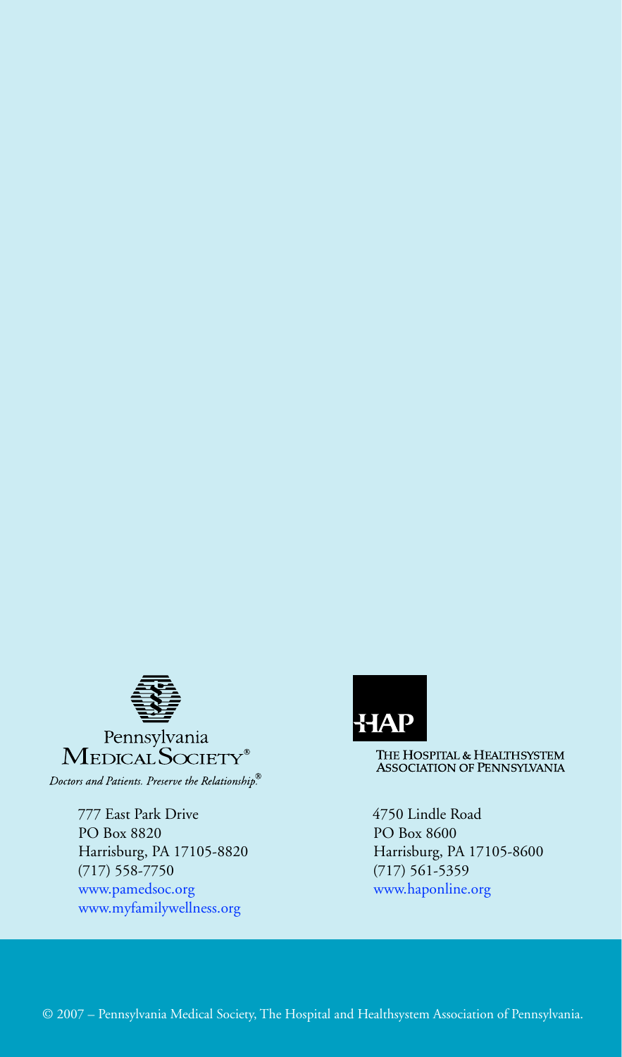Pennsylvania
MEDICAL SOCIETY®

*Doctors and Patients. Preserve the Relationship.®*

777 East Park Drive
PO Box 8820
Harrisburg, PA 17105-8820
(717) 558-7750
www.pamedsoc.org
www.myfamilywellness.org

HAP

THE HOSPITAL & HEALTHSYSTEM ASSOCIATION OF PENNSYLVANIA

4750 Lindle Road
PO Box 8600
Harrisburg, PA 17105-8600
(717) 561-5359
www.haponline.org

© 2007 – Pennsylvania Medical Society, The Hospital and Healthsystem Association of Pennsylvania.